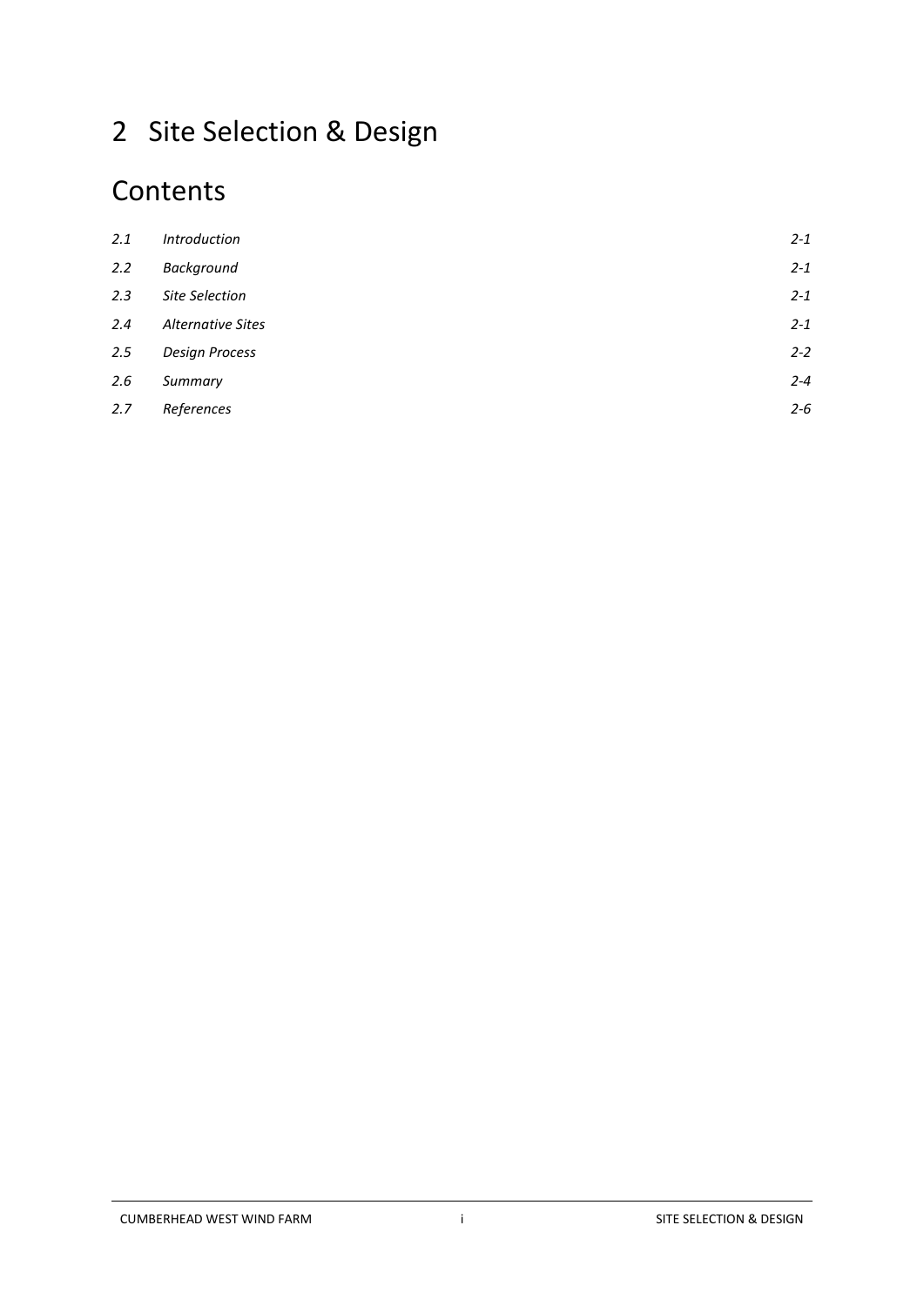# 2 Site Selection & Design

## Contents

| | | |
|---|---|---|
| *2.1* | *Introduction* | *2-1* |
| *2.2* | *Background* | *2-1* |
| *2.3* | *Site Selection* | *2-1* |
| *2.4* | *Alternative Sites* | *2-1* |
| *2.5* | *Design Process* | *2-2* |
| *2.6* | *Summary* | *2-4* |
| *2.7* | *References* | *2-6* |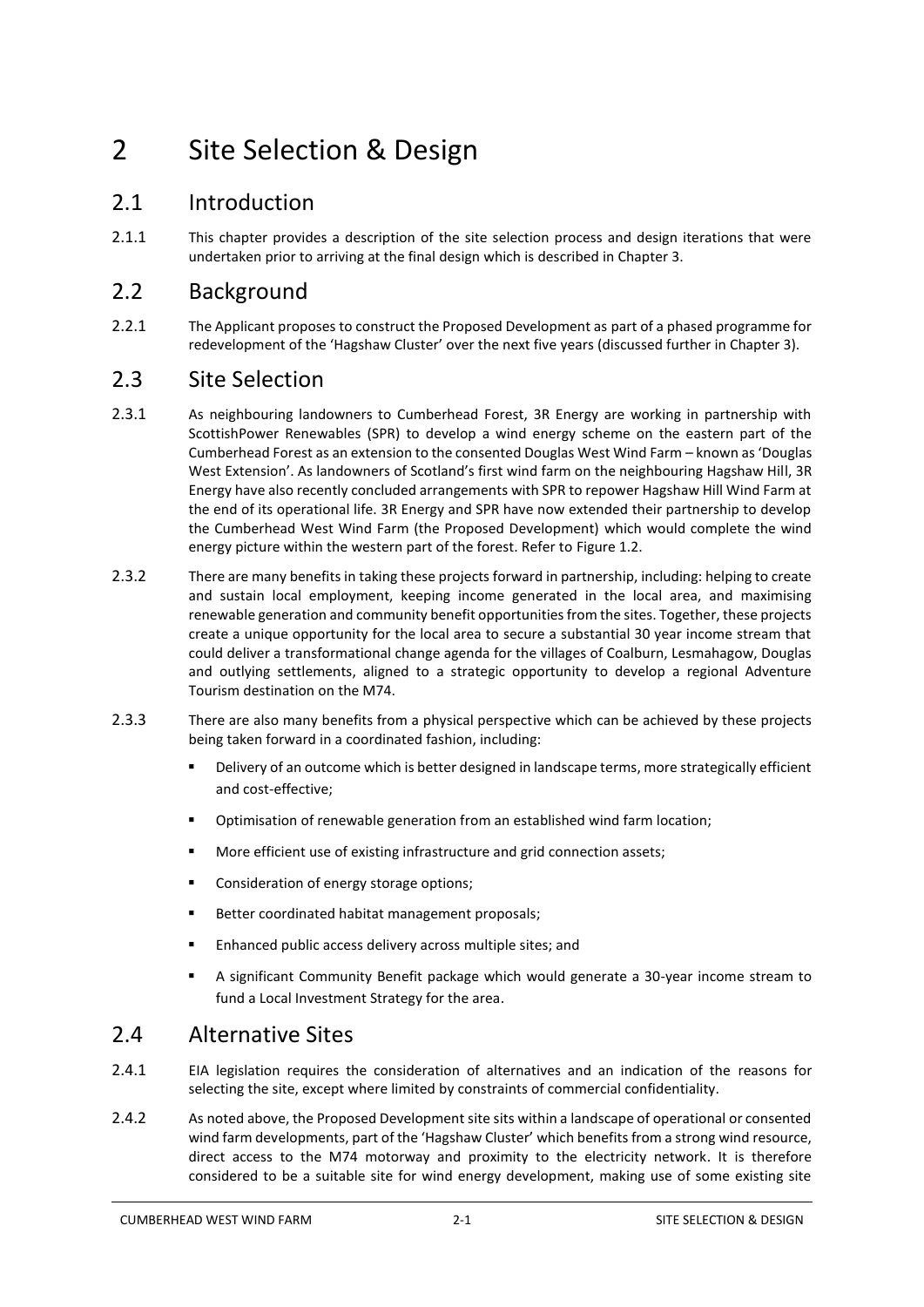# 2 Site Selection & Design

## 2.1 Introduction

2.1.1 This chapter provides a description of the site selection process and design iterations that were undertaken prior to arriving at the final design which is described in Chapter 3.

## 2.2 Background

2.2.1 The Applicant proposes to construct the Proposed Development as part of a phased programme for redevelopment of the 'Hagshaw Cluster' over the next five years (discussed further in Chapter 3).

## 2.3 Site Selection

2.3.1 As neighbouring landowners to Cumberhead Forest, 3R Energy are working in partnership with ScottishPower Renewables (SPR) to develop a wind energy scheme on the eastern part of the Cumberhead Forest as an extension to the consented Douglas West Wind Farm – known as 'Douglas West Extension'. As landowners of Scotland's first wind farm on the neighbouring Hagshaw Hill, 3R Energy have also recently concluded arrangements with SPR to repower Hagshaw Hill Wind Farm at the end of its operational life. 3R Energy and SPR have now extended their partnership to develop the Cumberhead West Wind Farm (the Proposed Development) which would complete the wind energy picture within the western part of the forest. Refer to Figure 1.2.

2.3.2 There are many benefits in taking these projects forward in partnership, including: helping to create and sustain local employment, keeping income generated in the local area, and maximising renewable generation and community benefit opportunities from the sites. Together, these projects create a unique opportunity for the local area to secure a substantial 30 year income stream that could deliver a transformational change agenda for the villages of Coalburn, Lesmahagow, Douglas and outlying settlements, aligned to a strategic opportunity to develop a regional Adventure Tourism destination on the M74.

2.3.3 There are also many benefits from a physical perspective which can be achieved by these projects being taken forward in a coordinated fashion, including:

- Delivery of an outcome which is better designed in landscape terms, more strategically efficient and cost-effective;
- Optimisation of renewable generation from an established wind farm location;
- More efficient use of existing infrastructure and grid connection assets;
- Consideration of energy storage options;
- Better coordinated habitat management proposals;
- Enhanced public access delivery across multiple sites; and
- A significant Community Benefit package which would generate a 30-year income stream to fund a Local Investment Strategy for the area.

## 2.4 Alternative Sites

2.4.1 EIA legislation requires the consideration of alternatives and an indication of the reasons for selecting the site, except where limited by constraints of commercial confidentiality.

2.4.2 As noted above, the Proposed Development site sits within a landscape of operational or consented wind farm developments, part of the 'Hagshaw Cluster' which benefits from a strong wind resource, direct access to the M74 motorway and proximity to the electricity network. It is therefore considered to be a suitable site for wind energy development, making use of some existing site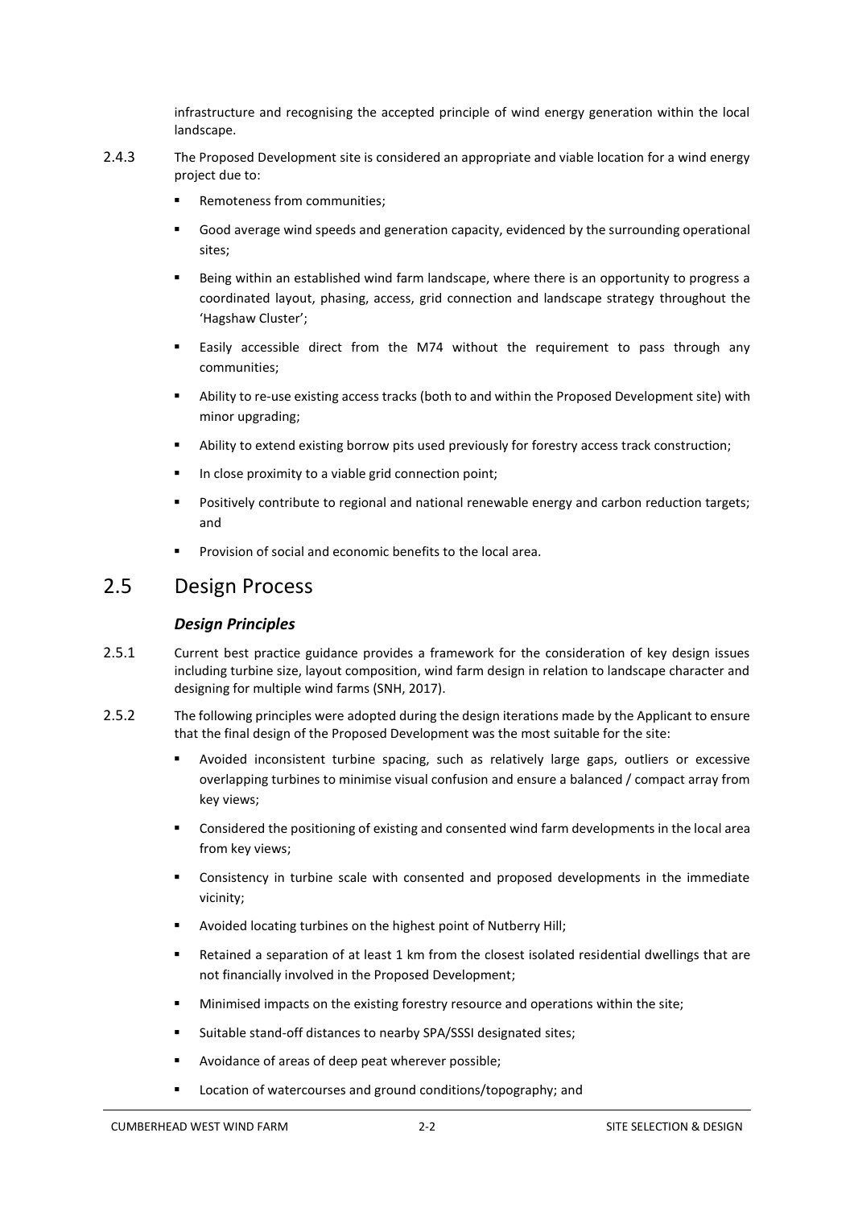infrastructure and recognising the accepted principle of wind energy generation within the local landscape.

2.4.3 The Proposed Development site is considered an appropriate and viable location for a wind energy project due to:

- Remoteness from communities;
- Good average wind speeds and generation capacity, evidenced by the surrounding operational sites;
- Being within an established wind farm landscape, where there is an opportunity to progress a coordinated layout, phasing, access, grid connection and landscape strategy throughout the 'Hagshaw Cluster';
- Easily accessible direct from the M74 without the requirement to pass through any communities;
- Ability to re-use existing access tracks (both to and within the Proposed Development site) with minor upgrading;
- Ability to extend existing borrow pits used previously for forestry access track construction;
- In close proximity to a viable grid connection point;
- Positively contribute to regional and national renewable energy and carbon reduction targets; and
- Provision of social and economic benefits to the local area.

## 2.5 Design Process

### *Design Principles*

2.5.1 Current best practice guidance provides a framework for the consideration of key design issues including turbine size, layout composition, wind farm design in relation to landscape character and designing for multiple wind farms (SNH, 2017).

2.5.2 The following principles were adopted during the design iterations made by the Applicant to ensure that the final design of the Proposed Development was the most suitable for the site:

- Avoided inconsistent turbine spacing, such as relatively large gaps, outliers or excessive overlapping turbines to minimise visual confusion and ensure a balanced / compact array from key views;
- Considered the positioning of existing and consented wind farm developments in the local area from key views;
- Consistency in turbine scale with consented and proposed developments in the immediate vicinity;
- Avoided locating turbines on the highest point of Nutberry Hill;
- Retained a separation of at least 1 km from the closest isolated residential dwellings that are not financially involved in the Proposed Development;
- Minimised impacts on the existing forestry resource and operations within the site;
- Suitable stand-off distances to nearby SPA/SSSI designated sites;
- Avoidance of areas of deep peat wherever possible;
- Location of watercourses and ground conditions/topography; and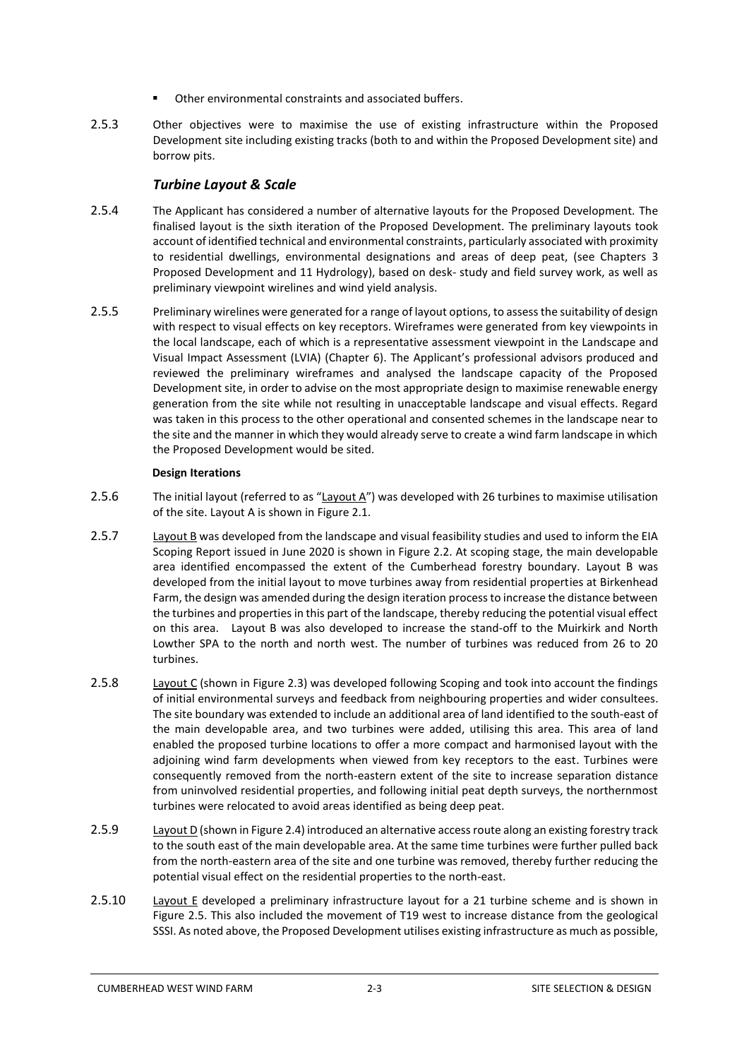- Other environmental constraints and associated buffers.

2.5.3 Other objectives were to maximise the use of existing infrastructure within the Proposed Development site including existing tracks (both to and within the Proposed Development site) and borrow pits.

### *Turbine Layout & Scale*

2.5.4 The Applicant has considered a number of alternative layouts for the Proposed Development. The finalised layout is the sixth iteration of the Proposed Development. The preliminary layouts took account of identified technical and environmental constraints, particularly associated with proximity to residential dwellings, environmental designations and areas of deep peat, (see Chapters 3 Proposed Development and 11 Hydrology), based on desk- study and field survey work, as well as preliminary viewpoint wirelines and wind yield analysis.

2.5.5 Preliminary wirelines were generated for a range of layout options, to assess the suitability of design with respect to visual effects on key receptors. Wireframes were generated from key viewpoints in the local landscape, each of which is a representative assessment viewpoint in the Landscape and Visual Impact Assessment (LVIA) (Chapter 6). The Applicant's professional advisors produced and reviewed the preliminary wireframes and analysed the landscape capacity of the Proposed Development site, in order to advise on the most appropriate design to maximise renewable energy generation from the site while not resulting in unacceptable landscape and visual effects. Regard was taken in this process to the other operational and consented schemes in the landscape near to the site and the manner in which they would already serve to create a wind farm landscape in which the Proposed Development would be sited.

**Design Iterations**

2.5.6 The initial layout (referred to as "Layout A") was developed with 26 turbines to maximise utilisation of the site. Layout A is shown in Figure 2.1.

2.5.7 Layout B was developed from the landscape and visual feasibility studies and used to inform the EIA Scoping Report issued in June 2020 is shown in Figure 2.2. At scoping stage, the main developable area identified encompassed the extent of the Cumberhead forestry boundary. Layout B was developed from the initial layout to move turbines away from residential properties at Birkenhead Farm, the design was amended during the design iteration process to increase the distance between the turbines and properties in this part of the landscape, thereby reducing the potential visual effect on this area. Layout B was also developed to increase the stand-off to the Muirkirk and North Lowther SPA to the north and north west. The number of turbines was reduced from 26 to 20 turbines.

2.5.8 Layout C (shown in Figure 2.3) was developed following Scoping and took into account the findings of initial environmental surveys and feedback from neighbouring properties and wider consultees. The site boundary was extended to include an additional area of land identified to the south-east of the main developable area, and two turbines were added, utilising this area. This area of land enabled the proposed turbine locations to offer a more compact and harmonised layout with the adjoining wind farm developments when viewed from key receptors to the east. Turbines were consequently removed from the north-eastern extent of the site to increase separation distance from uninvolved residential properties, and following initial peat depth surveys, the northernmost turbines were relocated to avoid areas identified as being deep peat.

2.5.9 Layout D (shown in Figure 2.4) introduced an alternative access route along an existing forestry track to the south east of the main developable area. At the same time turbines were further pulled back from the north-eastern area of the site and one turbine was removed, thereby further reducing the potential visual effect on the residential properties to the north-east.

2.5.10 Layout E developed a preliminary infrastructure layout for a 21 turbine scheme and is shown in Figure 2.5. This also included the movement of T19 west to increase distance from the geological SSSI. As noted above, the Proposed Development utilises existing infrastructure as much as possible,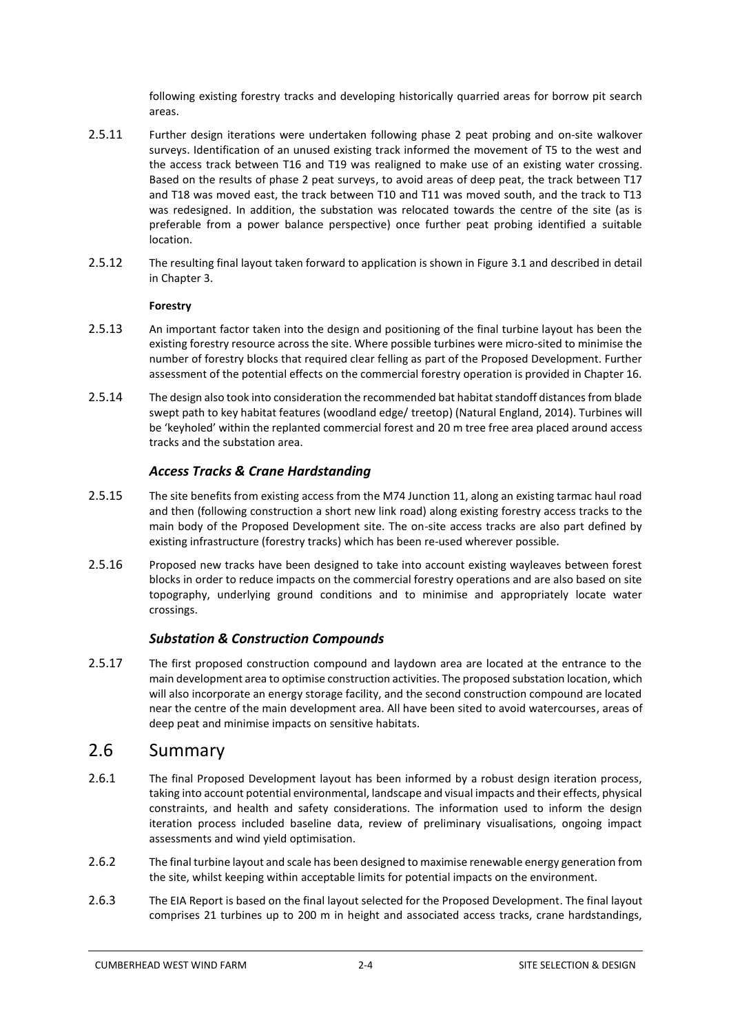following existing forestry tracks and developing historically quarried areas for borrow pit search areas.

2.5.11 Further design iterations were undertaken following phase 2 peat probing and on-site walkover surveys. Identification of an unused existing track informed the movement of T5 to the west and the access track between T16 and T19 was realigned to make use of an existing water crossing. Based on the results of phase 2 peat surveys, to avoid areas of deep peat, the track between T17 and T18 was moved east, the track between T10 and T11 was moved south, and the track to T13 was redesigned. In addition, the substation was relocated towards the centre of the site (as is preferable from a power balance perspective) once further peat probing identified a suitable location.

2.5.12 The resulting final layout taken forward to application is shown in Figure 3.1 and described in detail in Chapter 3.

**Forestry**

2.5.13 An important factor taken into the design and positioning of the final turbine layout has been the existing forestry resource across the site. Where possible turbines were micro-sited to minimise the number of forestry blocks that required clear felling as part of the Proposed Development. Further assessment of the potential effects on the commercial forestry operation is provided in Chapter 16.

2.5.14 The design also took into consideration the recommended bat habitat standoff distances from blade swept path to key habitat features (woodland edge/ treetop) (Natural England, 2014). Turbines will be 'keyholed' within the replanted commercial forest and 20 m tree free area placed around access tracks and the substation area.

### *Access Tracks & Crane Hardstanding*

2.5.15 The site benefits from existing access from the M74 Junction 11, along an existing tarmac haul road and then (following construction a short new link road) along existing forestry access tracks to the main body of the Proposed Development site. The on-site access tracks are also part defined by existing infrastructure (forestry tracks) which has been re-used wherever possible.

2.5.16 Proposed new tracks have been designed to take into account existing wayleaves between forest blocks in order to reduce impacts on the commercial forestry operations and are also based on site topography, underlying ground conditions and to minimise and appropriately locate water crossings.

### *Substation & Construction Compounds*

2.5.17 The first proposed construction compound and laydown area are located at the entrance to the main development area to optimise construction activities. The proposed substation location, which will also incorporate an energy storage facility, and the second construction compound are located near the centre of the main development area. All have been sited to avoid watercourses, areas of deep peat and minimise impacts on sensitive habitats.

## 2.6 Summary

2.6.1 The final Proposed Development layout has been informed by a robust design iteration process, taking into account potential environmental, landscape and visual impacts and their effects, physical constraints, and health and safety considerations. The information used to inform the design iteration process included baseline data, review of preliminary visualisations, ongoing impact assessments and wind yield optimisation.

2.6.2 The final turbine layout and scale has been designed to maximise renewable energy generation from the site, whilst keeping within acceptable limits for potential impacts on the environment.

2.6.3 The EIA Report is based on the final layout selected for the Proposed Development. The final layout comprises 21 turbines up to 200 m in height and associated access tracks, crane hardstandings,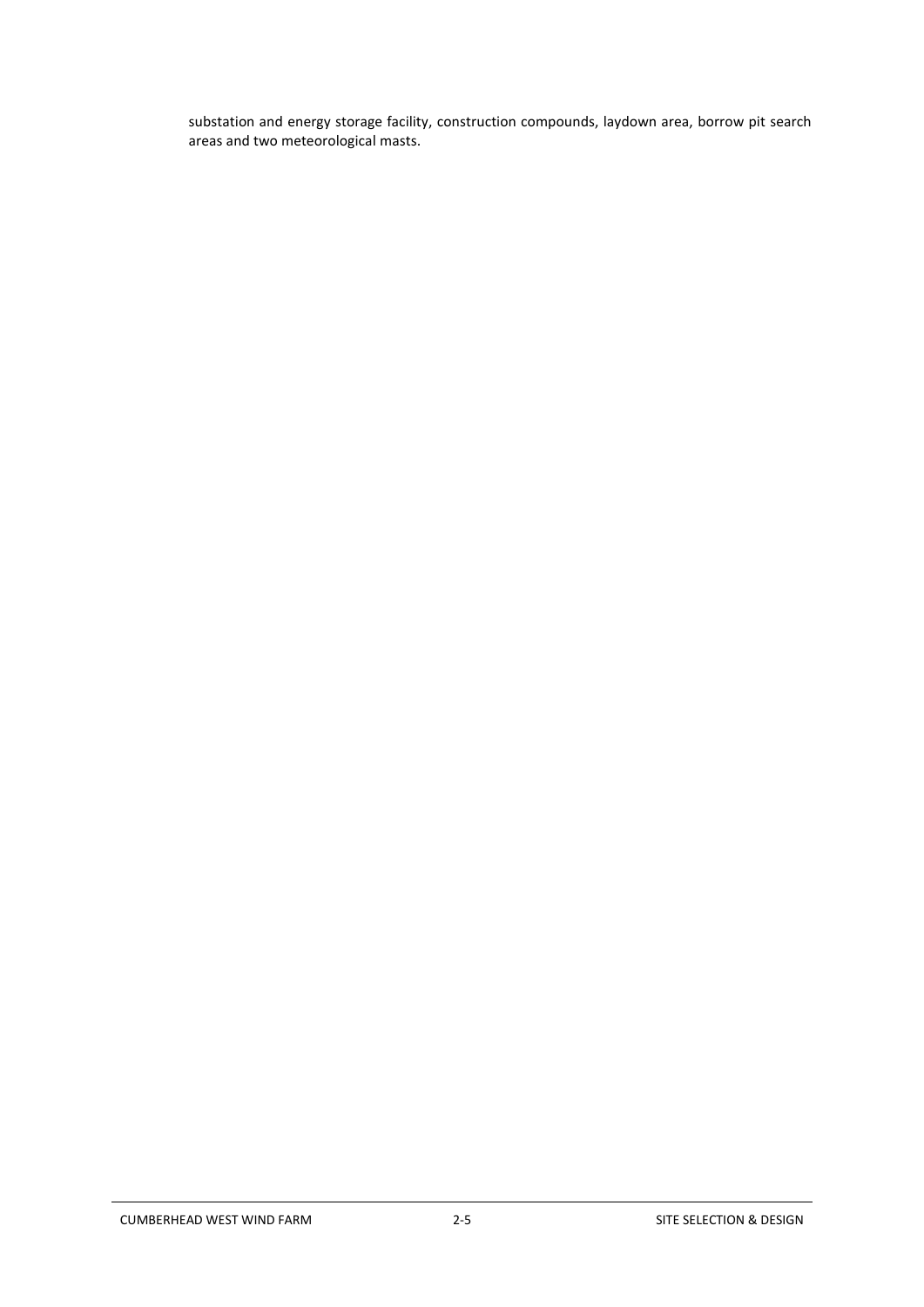substation and energy storage facility, construction compounds, laydown area, borrow pit search areas and two meteorological masts.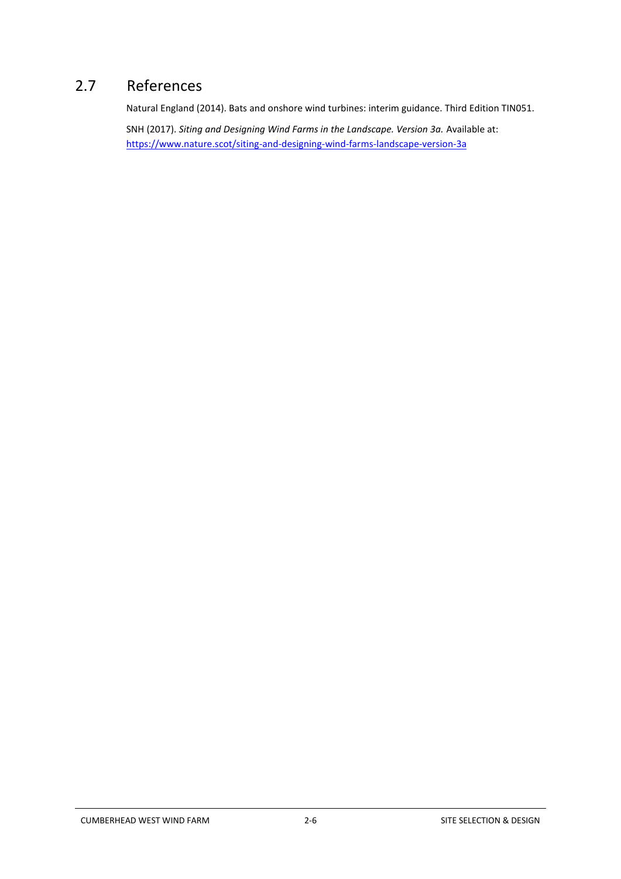## 2.7 References

Natural England (2014). Bats and onshore wind turbines: interim guidance. Third Edition TIN051.

SNH (2017). *Siting and Designing Wind Farms in the Landscape. Version 3a.* Available at: https://www.nature.scot/siting-and-designing-wind-farms-landscape-version-3a